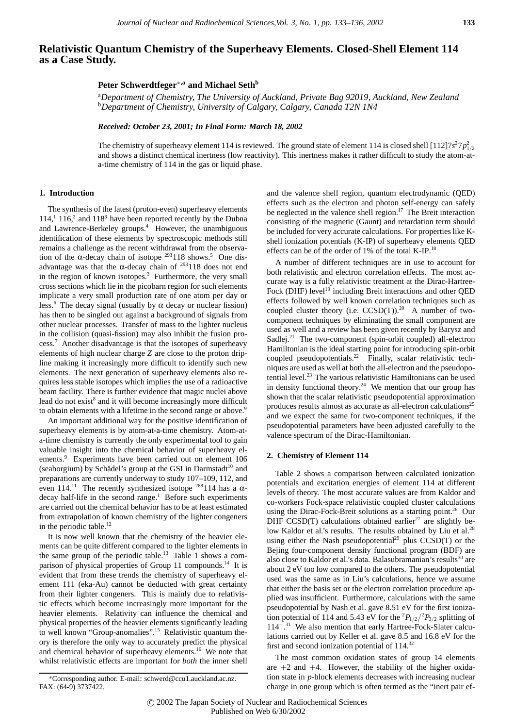# Relativistic Quantum Chemistry of the Superheavy Elements. Closed-Shell Element 114 as a Case Study.

**Peter Schwerdtfeger[*,a] and Michael Seth[b]**

[a]*Department of Chemistry, The University of Auckland, Private Bag 92019, Auckland, New Zealand*
[b]*Department of Chemistry, University of Calgary, Calgary, Canada T2N 1N4*

***Received: October 23, 2001; In Final Form: March 18, 2002***

The chemistry of superheavy element 114 is reviewed. The ground state of element 114 is closed shell $[112]7s^2 7p_{1/2}^2$ and shows a distinct chemical inertness (low reactivity). This inertness makes it rather difficult to study the atom-at-a-time chemistry of 114 in the gas or liquid phase.

## 1. Introduction

The synthesis of the latest (proton-even) superheavy elements 114,[1] 116,[2] and 118[3] have been reported recently by the Dubna and Lawrence-Berkeley groups.[4] However, the unambiguous identification of these elements by spectroscopic methods still remains a challenge as the recent withdrawal from the observation of the α-decay chain of isotope $^{293}$118 shows.[5] One disadvantage was that the α-decay chain of $^{293}$118 does not end in the region of known isotopes.[3] Furthermore, the very small cross sections which lie in the picobarn region for such elements implicate a very small production rate of one atom per day or less.[6] The decay signal (usually by α decay or nuclear fission) has then to be singled out against a background of signals from other nuclear processes. Transfer of mass to the lighter nucleus in the collision (quasi-fission) may also inhibit the fusion process.[7] Another disadvantage is that the isotopes of superheavy elements of high nuclear charge *Z* are close to the proton dripline making it increasingly more difficult to identify such new elements. The next generation of superheavy elements also requires less stable isotopes which implies the use of a radioactive beam facility. There is further evidence that magic nuclei above lead do not exist[8] and it will become increasingly more difficult to obtain elements with a lifetime in the second range or above.[9]

An important additional way for the positive identification of superheavy elements is by atom-at-a-time chemistry. Atom-at-a-time chemistry is currently the only experimental tool to gain valuable insight into the chemical behavior of superheavy elements.[9] Experiments have been carried out on element 106 (seaborgium) by Schädel's group at the GSI in Darmstadt[10] and preparations are currently underway to study 107–109, 112, and even 114.[11] The recently synthesized isotope $^{288}$114 has a α-decay half-life in the second range.[1] Before such experiments are carried out the chemical behavior has to be at least estimated from extrapolation of known chemistry of the lighter congeners in the periodic table.[12]

It is now well known that the chemistry of the heavier elements can be quite different compared to the lighter elements in the same group of the periodic table.[13] Table 1 shows a comparison of physical properties of Group 11 compounds.[14] It is evident that from these trends the chemistry of superheavy element 111 (eka-Au) cannot be deducted with great certainty from their lighter congeners. This is mainly due to relativistic effects which become increasingly more important for the heavier elements. Relativity can influence the chemical and physical properties of the heavier elements significantly leading to well known "Group-anomalies".[15] Relativistic quantum theory is therefore the only way to accurately predict the physical and chemical behavior of superheavy elements.[16] We note that whilst relativistic effects are important for *both* the inner shell and the valence shell region, quantum electrodynamic (QED) effects such as the electron and photon self-energy can safely be neglected in the valence shell region.[17] The Breit interaction consisting of the magnetic (Gaunt) and retardation term should be included for very accurate calculations. For properties like K-shell ionization potentials (K-IP) of superheavy elements QED effects can be of the order of 1% of the total K-IP.[18]

A number of different techniques are in use to account for both relativistic and electron correlation effects. The most accurate way is a fully relativistic treatment at the Dirac-Hartree-Fock (DHF) level[19] including Breit interactions and other QED effects followed by well known correlation techniques such as coupled cluster theory (i.e. CCSD(T)).[20] A number of two-component techniques by eliminating the small component are used as well and a review has been given recently by Barysz and Sadlej.[21] The two-component (spin-orbit coupled) all-electron Hamiltonian is the ideal starting point for introducing spin-orbit coupled pseudopotentials.[22] Finally, scalar relativistic techniques are used as well at both the all-electron and the pseudopotential level.[23] The various relativistic Hamiltonians can be used in density functional theory.[24] We mention that our group has shown that the scalar relativistic pseudopotential approximation produces results almost as accurate as all-electron calculations[25] and we expect the same for two-component techniques, if the pseudopotential parameters have been adjusted carefully to the valence spectrum of the Dirac-Hamiltonian.

## 2. Chemistry of Element 114

Table 2 shows a comparison between calculated ionization potentials and excitation energies of element 114 at different levels of theory. The most accurate values are from Kaldor and co-workers Fock-space relativistic coupled cluster calculations using the Dirac-Fock-Breit solutions as a starting point.[26] Our DHF CCSD(T) calculations obtained earlier[27] are slightly below Kaldor et al.'s results. The results obtained by Liu et al.[28] using either the Nash pseudopotential[29] plus CCSD(T) or the Bejing four-component density functional program (BDF) are also close to Kaldor et al.'s data. Balasubramanian's results[30] are about 2 eV too low compared to the others. The pseudopotential used was the same as in Liu's calculations, hence we assume that either the basis set or the electron correlation procedure applied was insufficient. Furthermore, calculations with the same pseudopotential by Nash et al. gave 8.51 eV for the first ionization potential of 114 and 5.43 eV for the $^2P_{1/2}/^2P_{3/2}$ splitting of $114^+$.[31] We also mention that early Hartree-Fock-Slater calculations carried out by Keller et al. gave 8.5 and 16.8 eV for the first and second ionization potential of 114.[32]

The most common oxidation states of group 14 elements are +2 and +4. However, the stability of the higher oxidation state in *p*-block elements decreases with increasing nuclear charge in one group which is often termed as the "inert pair ef-

*Corresponding author. E-mail: schwerd@ccu1.auckland.ac.nz. FAX: (64-9) 3737422.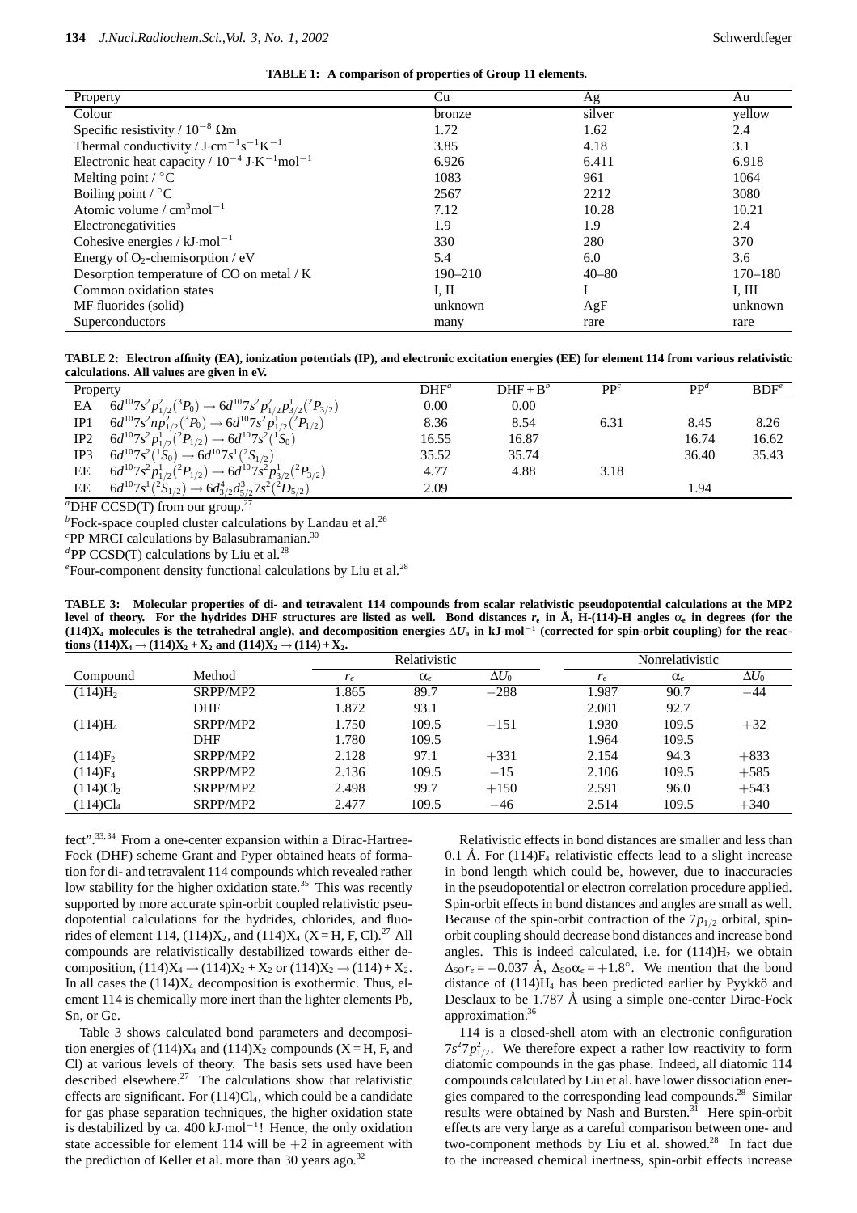**TABLE 1: A comparison of properties of Group 11 elements.**

| Property | Cu | Ag | Au |
|---|---|---|---|
| Colour | bronze | silver | yellow |
| Specific resistivity / $10^{-8}$ Ωm | 1.72 | 1.62 | 2.4 |
| Thermal conductivity / J·cm$^{-1}$s$^{-1}$K$^{-1}$ | 3.85 | 4.18 | 3.1 |
| Electronic heat capacity / $10^{-4}$ J·K$^{-1}$mol$^{-1}$ | 6.926 | 6.411 | 6.918 |
| Melting point / °C | 1083 | 961 | 1064 |
| Boiling point / °C | 2567 | 2212 | 3080 |
| Atomic volume / cm$^3$mol$^{-1}$ | 7.12 | 10.28 | 10.21 |
| Electronegativities | 1.9 | 1.9 | 2.4 |
| Cohesive energies / kJ·mol$^{-1}$ | 330 | 280 | 370 |
| Energy of $O_2$-chemisorption / eV | 5.4 | 6.0 | 3.6 |
| Desorption temperature of CO on metal / K | 190–210 | 40–80 | 170–180 |
| Common oxidation states | I, II | I | I, III |
| MF fluorides (solid) | unknown | AgF | unknown |
| Superconductors | many | rare | rare |

**TABLE 2: Electron affinity (EA), ionization potentials (IP), and electronic excitation energies (EE) for element 114 from various relativistic calculations. All values are given in eV.**

| Property | | DHF[a] | DHF + B[b] | PP[c] | PP[d] | BDF[e] |
|---|---|---|---|---|---|---|
| EA | $6d^{10}7s^2p^2_{1/2}(^3P_0) \rightarrow 6d^{10}7s^2p^2_{1/2}p^1_{3/2}(^2P_{3/2})$ | 0.00 | 0.00 | | | |
| IP1 | $6d^{10}7s^2np^2_{1/2}(^3P_0) \rightarrow 6d^{10}7s^2p^1_{1/2}(^2P_{1/2})$ | 8.36 | 8.54 | 6.31 | 8.45 | 8.26 |
| IP2 | $6d^{10}7s^2p^1_{1/2}(^2P_{1/2}) \rightarrow 6d^{10}7s^2(^1S_0)$ | 16.55 | 16.87 | | 16.74 | 16.62 |
| IP3 | $6d^{10}7s^2(^1S_0) \rightarrow 6d^{10}7s^1(^2S_{1/2})$ | 35.52 | 35.74 | | 36.40 | 35.43 |
| EE | $6d^{10}7s^2p^1_{1/2}(^2P_{1/2}) \rightarrow 6d^{10}7s^2p^1_{3/2}(^2P_{3/2})$ | 4.77 | 4.88 | 3.18 | | |
| EE | $6d^{10}7s^1(^2S_{1/2}) \rightarrow 6d^4_{3/2}d^3_{5/2}7s^2(^2D_{5/2})$ | 2.09 | | | 1.94 | |

[a]DHF CCSD(T) from our group.[27]
[b]Fock-space coupled cluster calculations by Landau et al.[26]
[c]PP MRCI calculations by Balasubramanian.[30]
[d]PP CCSD(T) calculations by Liu et al.[28]
[e]Four-component density functional calculations by Liu et al.[28]

**TABLE 3: Molecular properties of di- and tetravalent 114 compounds from scalar relativistic pseudopotential calculations at the MP2 level of theory. For the hydrides DHF structures are listed as well. Bond distances $r_e$ in Å, H-(114)-H angles $\alpha_e$ in degrees (for the $(114)X_4$ molecules is the tetrahedral angle), and decomposition energies $\Delta U_0$ in kJ·mol$^{-1}$ (corrected for spin-orbit coupling) for the reactions $(114)X_4 \rightarrow (114)X_2 + X_2$ and $(114)X_2 \rightarrow (114) + X_2$.**

| | | Relativistic | | | Nonrelativistic | | |
|---|---|---|---|---|---|---|---|
| Compound | Method | $r_e$ | $\alpha_e$ | $\Delta U_0$ | $r_e$ | $\alpha_e$ | $\Delta U_0$ |
| $(114)H_2$ | SRPP/MP2 | 1.865 | 89.7 | −288 | 1.987 | 90.7 | −44 |
| | DHF | 1.872 | 93.1 | | 2.001 | 92.7 | |
| $(114)H_4$ | SRPP/MP2 | 1.750 | 109.5 | −151 | 1.930 | 109.5 | +32 |
| | DHF | 1.780 | 109.5 | | 1.964 | 109.5 | |
| $(114)F_2$ | SRPP/MP2 | 2.128 | 97.1 | +331 | 2.154 | 94.3 | +833 |
| $(114)F_4$ | SRPP/MP2 | 2.136 | 109.5 | −15 | 2.106 | 109.5 | +585 |
| $(114)Cl_2$ | SRPP/MP2 | 2.498 | 99.7 | +150 | 2.591 | 96.0 | +543 |
| $(114)Cl_4$ | SRPP/MP2 | 2.477 | 109.5 | −46 | 2.514 | 109.5 | +340 |

fect".[33,34] From a one-center expansion within a Dirac-Hartree-Fock (DHF) scheme Grant and Pyper obtained heats of formation for di- and tetravalent 114 compounds which revealed rather low stability for the higher oxidation state.[35] This was recently supported by more accurate spin-orbit coupled relativistic pseudopotential calculations for the hydrides, chlorides, and fluorides of element 114, $(114)X_2$, and $(114)X_4$ (X = H, F, Cl).[27] All compounds are relativistically destabilized towards either decomposition, $(114)X_4 \rightarrow (114)X_2 + X_2$ or $(114)X_2 \rightarrow (114) + X_2$. In all cases the $(114)X_4$ decomposition is exothermic. Thus, element 114 is chemically more inert than the lighter elements Pb, Sn, or Ge.

Table 3 shows calculated bond parameters and decomposition energies of $(114)X_4$ and $(114)X_2$ compounds (X = H, F, and Cl) at various levels of theory. The basis sets used have been described elsewhere.[27] The calculations show that relativistic effects are significant. For $(114)Cl_4$, which could be a candidate for gas phase separation techniques, the higher oxidation state is destabilized by ca. 400 kJ·mol$^{-1}$! Hence, the only oxidation state accessible for element 114 will be +2 in agreement with the prediction of Keller et al. more than 30 years ago.[32]

Relativistic effects in bond distances are smaller and less than 0.1 Å. For $(114)F_4$ relativistic effects lead to a slight increase in bond length which could be, however, due to inaccuracies in the pseudopotential or electron correlation procedure applied. Spin-orbit effects in bond distances and angles are small as well. Because of the spin-orbit contraction of the $7p_{1/2}$ orbital, spin-orbit coupling should decrease bond distances and increase bond angles. This is indeed calculated, i.e. for $(114)H_2$ we obtain $\Delta_{SO}r_e = -0.037$ Å, $\Delta_{SO}\alpha_e = +1.8°$. We mention that the bond distance of $(114)H_4$ has been predicted earlier by Pyykkö and Desclaux to be 1.787 Å using a simple one-center Dirac-Fock approximation.[36]

114 is a closed-shell atom with an electronic configuration $7s^27p^2_{1/2}$. We therefore expect a rather low reactivity to form diatomic compounds in the gas phase. Indeed, all diatomic 114 compounds calculated by Liu et al. have lower dissociation energies compared to the corresponding lead compounds.[28] Similar results were obtained by Nash and Bursten.[31] Here spin-orbit effects are very large as a careful comparison between one- and two-component methods by Liu et al. showed.[28] In fact due to the increased chemical inertness, spin-orbit effects increase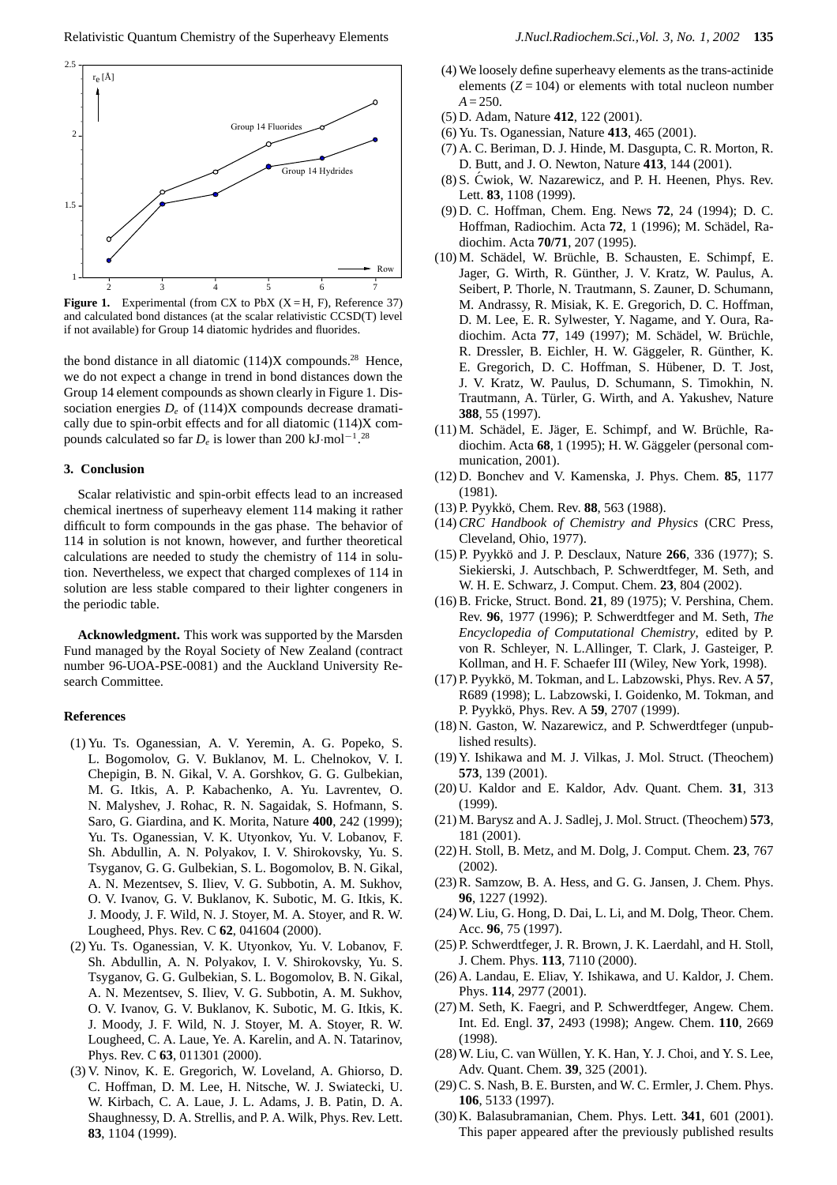**Figure 1.** Experimental (from CX to PbX (X = H, F), Reference 37) and calculated bond distances (at the scalar relativistic CCSD(T) level if not available) for Group 14 diatomic hydrides and fluorides.

the bond distance in all diatomic (114)X compounds.[28] Hence, we do not expect a change in trend in bond distances down the Group 14 element compounds as shown clearly in Figure 1. Dissociation energies $D_e$ of (114)X compounds decrease dramatically due to spin-orbit effects and for all diatomic (114)X compounds calculated so far $D_e$ is lower than 200 kJ·mol$^{-1}$.[28]

## 3. Conclusion

Scalar relativistic and spin-orbit effects lead to an increased chemical inertness of superheavy element 114 making it rather difficult to form compounds in the gas phase. The behavior of 114 in solution is not known, however, and further theoretical calculations are needed to study the chemistry of 114 in solution. Nevertheless, we expect that charged complexes of 114 in solution are less stable compared to their lighter congeners in the periodic table.

**Acknowledgment.** This work was supported by the Marsden Fund managed by the Royal Society of New Zealand (contract number 96-UOA-PSE-0081) and the Auckland University Research Committee.

## References

(1) Yu. Ts. Oganessian, A. V. Yeremin, A. G. Popeko, S. L. Bogomolov, G. V. Buklanov, M. L. Chelnokov, V. I. Chepigin, B. N. Gikal, V. A. Gorshkov, G. G. Gulbekian, M. G. Itkis, A. P. Kabachenko, A. Yu. Lavrentev, O. N. Malyshev, J. Rohac, R. N. Sagaidak, S. Hofmann, S. Saro, G. Giardina, and K. Morita, Nature **400**, 242 (1999); Yu. Ts. Oganessian, V. K. Utyonkov, Yu. V. Lobanov, F. Sh. Abdullin, A. N. Polyakov, I. V. Shirokovsky, Yu. S. Tsyganov, G. G. Gulbekian, S. L. Bogomolov, B. N. Gikal, A. N. Mezentsev, S. Iliev, V. G. Subbotin, A. M. Sukhov, O. V. Ivanov, G. V. Buklanov, K. Subotic, M. G. Itkis, K. J. Moody, J. F. Wild, N. J. Stoyer, M. A. Stoyer, and R. W. Lougheed, Phys. Rev. C **62**, 041604 (2000).

(2) Yu. Ts. Oganessian, V. K. Utyonkov, Yu. V. Lobanov, F. Sh. Abdullin, A. N. Polyakov, I. V. Shirokovsky, Yu. S. Tsyganov, G. G. Gulbekian, S. L. Bogomolov, B. N. Gikal, A. N. Mezentsev, S. Iliev, V. G. Subbotin, A. M. Sukhov, O. V. Ivanov, G. V. Buklanov, K. Subotic, M. G. Itkis, K. J. Moody, J. F. Wild, N. J. Stoyer, M. A. Stoyer, R. W. Lougheed, C. A. Laue, Ye. A. Karelin, and A. N. Tatarinov, Phys. Rev. C **63**, 011301 (2000).

(3) V. Ninov, K. E. Gregorich, W. Loveland, A. Ghiorso, D. C. Hoffman, D. M. Lee, H. Nitsche, W. J. Swiatecki, U. W. Kirbach, C. A. Laue, J. L. Adams, J. B. Patin, D. A. Shaughnessy, D. A. Strellis, and P. A. Wilk, Phys. Rev. Lett. **83**, 1104 (1999).

(4) We loosely define superheavy elements as the trans-actinide elements ($Z$ = 104) or elements with total nucleon number $A$ = 250.

(5) D. Adam, Nature **412**, 122 (2001).

(6) Yu. Ts. Oganessian, Nature **413**, 465 (2001).

(7) A. C. Beriman, D. J. Hinde, M. Dasgupta, C. R. Morton, R. D. Butt, and J. O. Newton, Nature **413**, 144 (2001).

(8) S. Ćwiok, W. Nazarewicz, and P. H. Heenen, Phys. Rev. Lett. **83**, 1108 (1999).

(9) D. C. Hoffman, Chem. Eng. News **72**, 24 (1994); D. C. Hoffman, Radiochim. Acta **72**, 1 (1996); M. Schädel, Radiochim. Acta **70/71**, 207 (1995).

(10) M. Schädel, W. Brüchle, B. Schausten, E. Schimpf, E. Jager, G. Wirth, R. Günther, J. V. Kratz, W. Paulus, A. Seibert, P. Thorle, N. Trautmann, S. Zauner, D. Schumann, M. Andrassy, R. Misiak, K. E. Gregorich, D. C. Hoffman, D. M. Lee, E. R. Sylwester, Y. Nagame, and Y. Oura, Radiochim. Acta **77**, 149 (1997); M. Schädel, W. Brüchle, R. Dressler, B. Eichler, H. W. Gäggeler, R. Günther, K. E. Gregorich, D. C. Hoffman, S. Hübener, D. T. Jost, J. V. Kratz, W. Paulus, D. Schumann, S. Timokhin, N. Trautmann, A. Türler, G. Wirth, and A. Yakushev, Nature **388**, 55 (1997).

(11) M. Schädel, E. Jäger, E. Schimpf, and W. Brüchle, Radiochim. Acta **68**, 1 (1995); H. W. Gäggeler (personal communication, 2001).

(12) D. Bonchev and V. Kamenska, J. Phys. Chem. **85**, 1177 (1981).

(13) P. Pyykkö, Chem. Rev. **88**, 563 (1988).

(14) *CRC Handbook of Chemistry and Physics* (CRC Press, Cleveland, Ohio, 1977).

(15) P. Pyykkö and J. P. Desclaux, Nature **266**, 336 (1977); S. Siekierski, J. Autschbach, P. Schwerdtfeger, M. Seth, and W. H. E. Schwarz, J. Comput. Chem. **23**, 804 (2002).

(16) B. Fricke, Struct. Bond. **21**, 89 (1975); V. Pershina, Chem. Rev. **96**, 1977 (1996); P. Schwerdtfeger and M. Seth, *The Encyclopedia of Computational Chemistry*, edited by P. von R. Schleyer, N. L.Allinger, T. Clark, J. Gasteiger, P. Kollman, and H. F. Schaefer III (Wiley, New York, 1998).

(17) P. Pyykkö, M. Tokman, and L. Labzowski, Phys. Rev. A **57**, R689 (1998); L. Labzowski, I. Goidenko, M. Tokman, and P. Pyykkö, Phys. Rev. A **59**, 2707 (1999).

(18) N. Gaston, W. Nazarewicz, and P. Schwerdtfeger (unpublished results).

(19) Y. Ishikawa and M. J. Vilkas, J. Mol. Struct. (Theochem) **573**, 139 (2001).

(20) U. Kaldor and E. Kaldor, Adv. Quant. Chem. **31**, 313 (1999).

(21) M. Barysz and A. J. Sadlej, J. Mol. Struct. (Theochem) **573**, 181 (2001).

(22) H. Stoll, B. Metz, and M. Dolg, J. Comput. Chem. **23**, 767 (2002).

(23) R. Samzow, B. A. Hess, and G. G. Jansen, J. Chem. Phys. **96**, 1227 (1992).

(24) W. Liu, G. Hong, D. Dai, L. Li, and M. Dolg, Theor. Chem. Acc. **96**, 75 (1997).

(25) P. Schwerdtfeger, J. R. Brown, J. K. Laerdahl, and H. Stoll, J. Chem. Phys. **113**, 7110 (2000).

(26) A. Landau, E. Eliav, Y. Ishikawa, and U. Kaldor, J. Chem. Phys. **114**, 2977 (2001).

(27) M. Seth, K. Faegri, and P. Schwerdtfeger, Angew. Chem. Int. Ed. Engl. **37**, 2493 (1998); Angew. Chem. **110**, 2669 (1998).

(28) W. Liu, C. van Wüllen, Y. K. Han, Y. J. Choi, and Y. S. Lee, Adv. Quant. Chem. **39**, 325 (2001).

(29) C. S. Nash, B. E. Bursten, and W. C. Ermler, J. Chem. Phys. **106**, 5133 (1997).

(30) K. Balasubramanian, Chem. Phys. Lett. **341**, 601 (2001). This paper appeared after the previously published results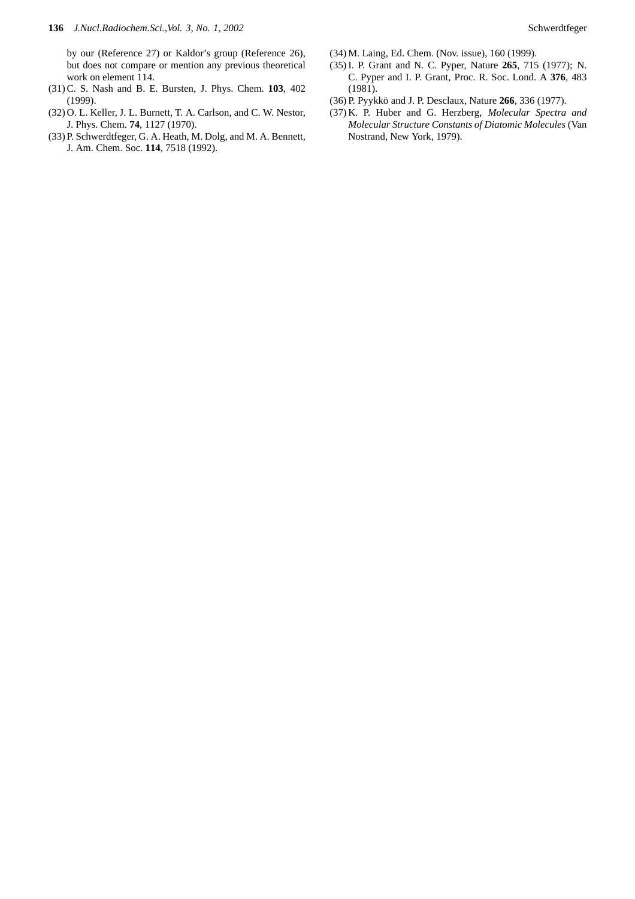by our (Reference 27) or Kaldor's group (Reference 26), but does not compare or mention any previous theoretical work on element 114.

(31) C. S. Nash and B. E. Bursten, J. Phys. Chem. **103**, 402 (1999).

(32) O. L. Keller, J. L. Burnett, T. A. Carlson, and C. W. Nestor, J. Phys. Chem. **74**, 1127 (1970).

(33) P. Schwerdtfeger, G. A. Heath, M. Dolg, and M. A. Bennett, J. Am. Chem. Soc. **114**, 7518 (1992).

(34) M. Laing, Ed. Chem. (Nov. issue), 160 (1999).

(35) I. P. Grant and N. C. Pyper, Nature **265**, 715 (1977); N. C. Pyper and I. P. Grant, Proc. R. Soc. Lond. A **376**, 483 (1981).

(36) P. Pyykkö and J. P. Desclaux, Nature **266**, 336 (1977).

(37) K. P. Huber and G. Herzberg, *Molecular Spectra and Molecular Structure Constants of Diatomic Molecules* (Van Nostrand, New York, 1979).